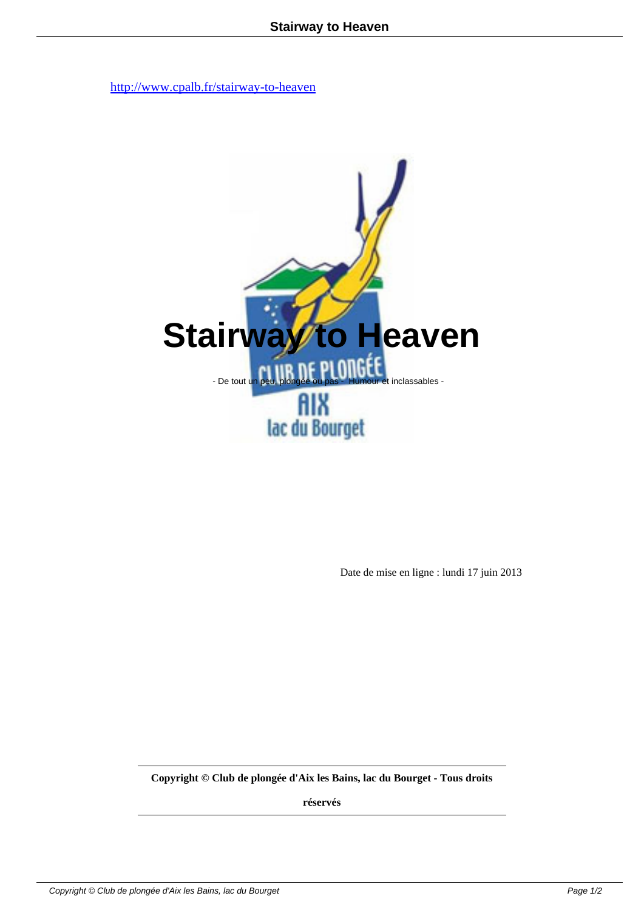http://www.cpalb.fr/stairway-to-heaven

# Stairway to Heaven

- De tout un peu, plongée ou pas - Humour et inclassables -

Date de mise en ligne : lundi 17 juin 2013

**Copyright © Club de plongée d'Aix les Bains, lac du Bourget - Tous droits réservés**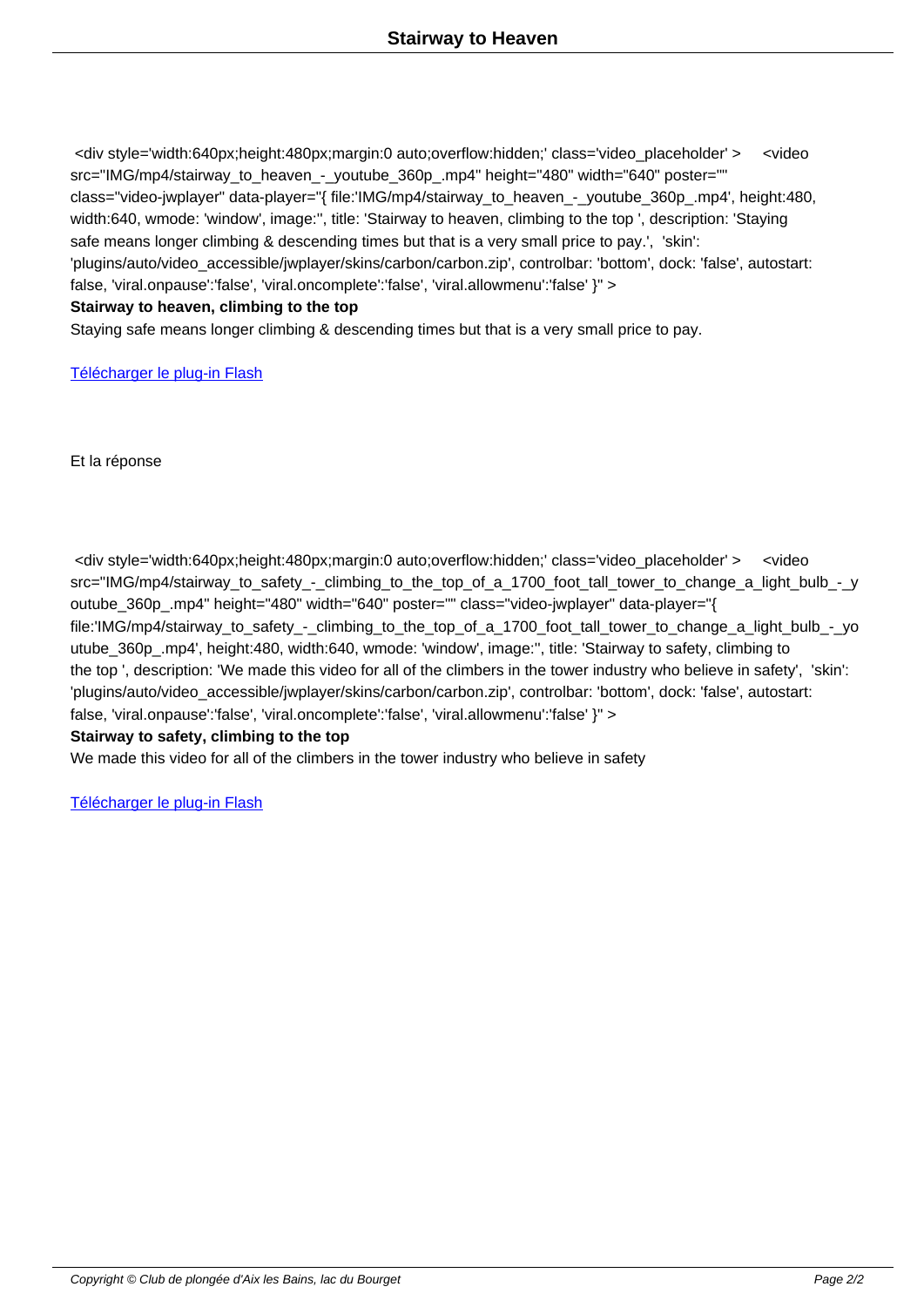<div style='width:640px;height:480px;margin:0 auto;overflow:hidden;' class='video_placeholder' > <video src="IMG/mp4/stairway_to_heaven_-_youtube_360p_.mp4" height="480" width="640" poster="" class="video-jwplayer" data-player="{ file:'IMG/mp4/stairway_to_heaven_-_youtube_360p_.mp4', height:480, width:640, wmode: 'window', image:'', title: 'Stairway to heaven, climbing to the top ', description: 'Staying safe means longer climbing & descending times but that is a very small price to pay.', 'skin': 'plugins/auto/video_accessible/jwplayer/skins/carbon/carbon.zip', controlbar: 'bottom', dock: 'false', autostart: false, 'viral.onpause':'false', 'viral.oncomplete':'false', 'viral.allowmenu':'false' }" >

**Stairway to heaven, climbing to the top**

Staying safe means longer climbing & descending times but that is a very small price to pay.

Télécharger le plug-in Flash

Et la réponse

<div style='width:640px;height:480px;margin:0 auto;overflow:hidden;' class='video_placeholder' > <video src="IMG/mp4/stairway_to_safety_-_climbing_to_the_top_of_a_1700_foot_tall_tower_to_change_a_light_bulb_-_youtube_360p_.mp4" height="480" width="640" poster="" class="video-jwplayer" data-player="{ file:'IMG/mp4/stairway_to_safety_-_climbing_to_the_top_of_a_1700_foot_tall_tower_to_change_a_light_bulb_-_youtube_360p_.mp4', height:480, width:640, wmode: 'window', image:'', title: 'Stairway to safety, climbing to the top ', description: 'We made this video for all of the climbers in the tower industry who believe in safety', 'skin': 'plugins/auto/video_accessible/jwplayer/skins/carbon/carbon.zip', controlbar: 'bottom', dock: 'false', autostart: false, 'viral.onpause':'false', 'viral.oncomplete':'false', 'viral.allowmenu':'false' }" >

**Stairway to safety, climbing to the top**

We made this video for all of the climbers in the tower industry who believe in safety

Télécharger le plug-in Flash